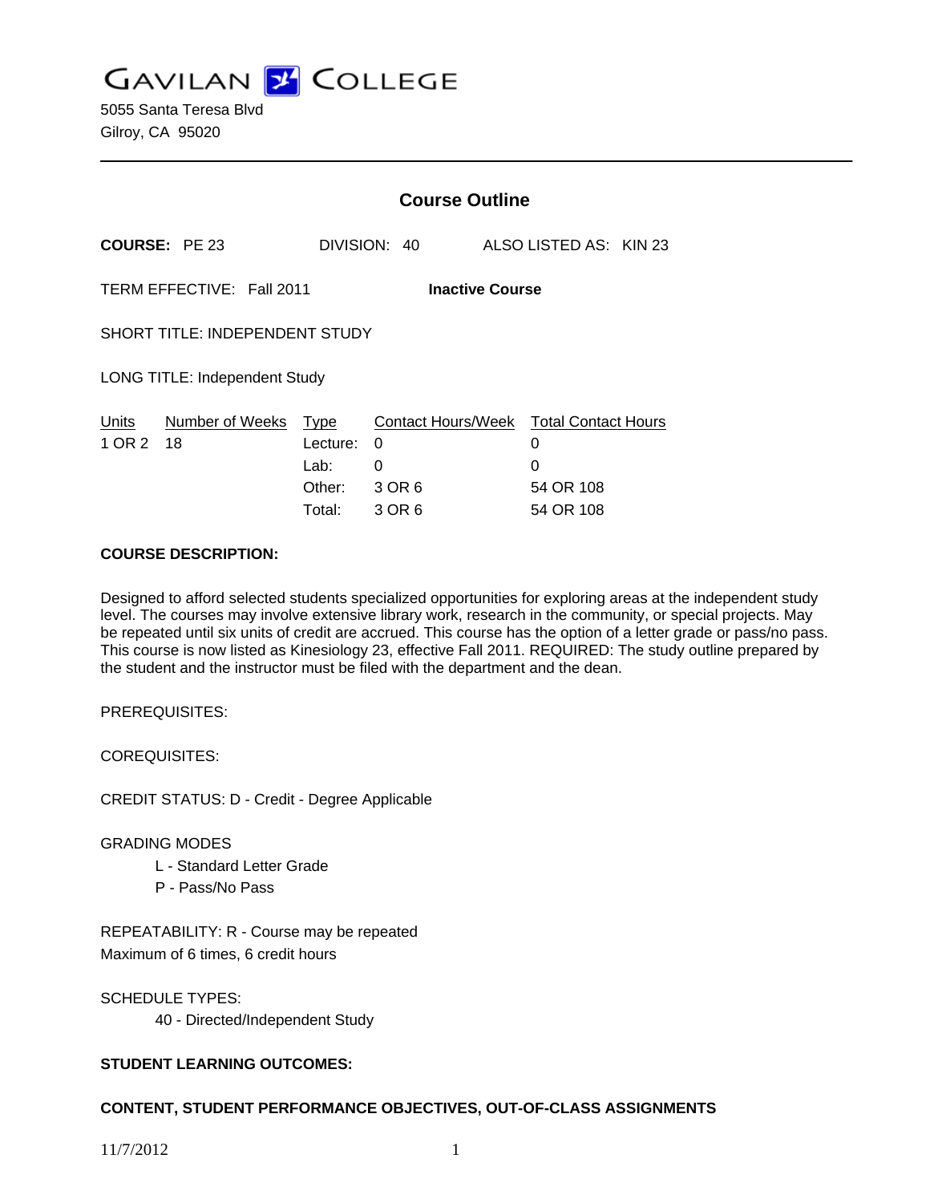# GAVILAN COLLEGE

5055 Santa Teresa Blvd
Gilroy, CA 95020

---

## Course Outline

**COURSE:** PE 23 DIVISION: 40 ALSO LISTED AS: KIN 23

TERM EFFECTIVE: Fall 2011 **Inactive Course**

SHORT TITLE: INDEPENDENT STUDY

LONG TITLE: Independent Study

| Units | Number of Weeks | Type | Contact Hours/Week | Total Contact Hours |
|---|---|---|---|---|
| 1 OR 2 | 18 | Lecture: | 0 | 0 |
| | | Lab: | 0 | 0 |
| | | Other: | 3 OR 6 | 54 OR 108 |
| | | Total: | 3 OR 6 | 54 OR 108 |

**COURSE DESCRIPTION:**

Designed to afford selected students specialized opportunities for exploring areas at the independent study level. The courses may involve extensive library work, research in the community, or special projects. May be repeated until six units of credit are accrued. This course has the option of a letter grade or pass/no pass. This course is now listed as Kinesiology 23, effective Fall 2011. REQUIRED: The study outline prepared by the student and the instructor must be filed with the department and the dean.

PREREQUISITES:

COREQUISITES:

CREDIT STATUS: D - Credit - Degree Applicable

GRADING MODES

- L - Standard Letter Grade
- P - Pass/No Pass

REPEATABILITY: R - Course may be repeated
Maximum of 6 times, 6 credit hours

SCHEDULE TYPES:

- 40 - Directed/Independent Study

**STUDENT LEARNING OUTCOMES:**

**CONTENT, STUDENT PERFORMANCE OBJECTIVES, OUT-OF-CLASS ASSIGNMENTS**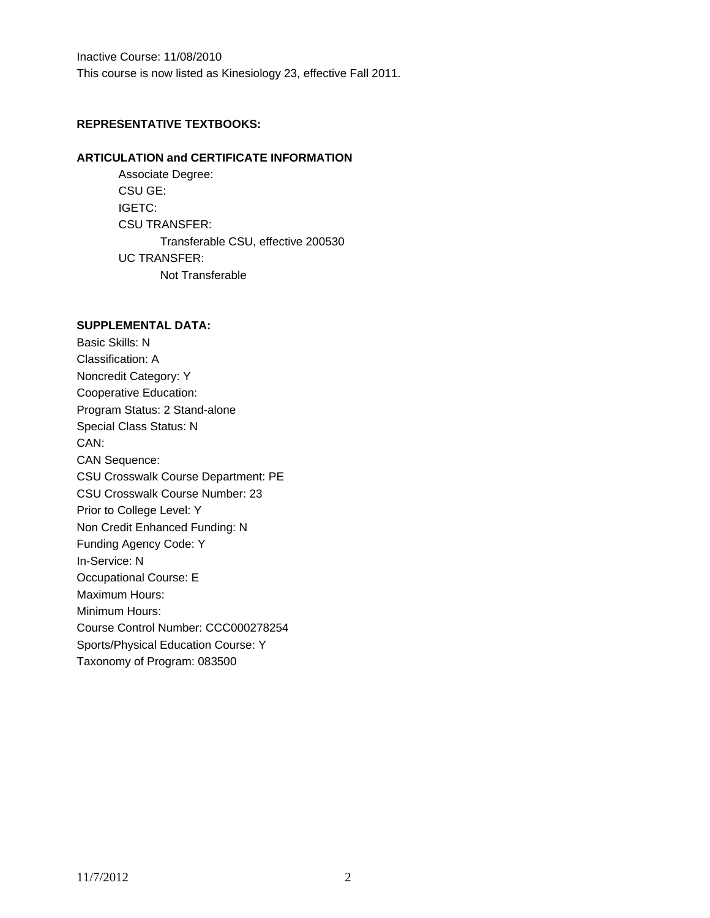Inactive Course: 11/08/2010
This course is now listed as Kinesiology 23, effective Fall 2011.

**REPRESENTATIVE TEXTBOOKS:**

**ARTICULATION and CERTIFICATE INFORMATION**

Associate Degree:
CSU GE:
IGETC:
CSU TRANSFER:
Transferable CSU, effective 200530
UC TRANSFER:
Not Transferable

**SUPPLEMENTAL DATA:**

Basic Skills: N
Classification: A
Noncredit Category: Y
Cooperative Education:
Program Status: 2 Stand-alone
Special Class Status: N
CAN:
CAN Sequence:
CSU Crosswalk Course Department: PE
CSU Crosswalk Course Number: 23
Prior to College Level: Y
Non Credit Enhanced Funding: N
Funding Agency Code: Y
In-Service: N
Occupational Course: E
Maximum Hours:
Minimum Hours:
Course Control Number: CCC000278254
Sports/Physical Education Course: Y
Taxonomy of Program: 083500